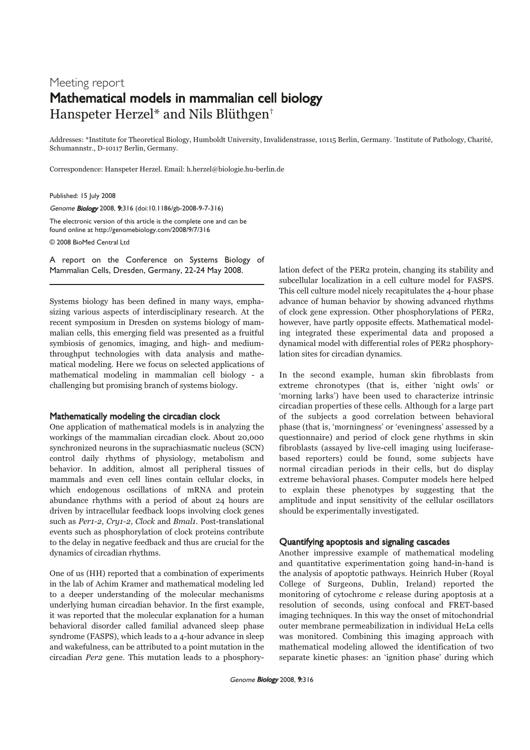Meeting report

# Mathematical models in mammalian cell biology

Hanspeter Herzel* and Nils Blüthgen[†]

Addresses: *Institute for Theoretical Biology, Humboldt University, Invalidenstrasse, 10115 Berlin, Germany. [†]Institute of Pathology, Charité, Schumannstr., D-10117 Berlin, Germany.

Correspondence: Hanspeter Herzel. Email: h.herzel@biologie.hu-berlin.de

Published: 15 July 2008

*Genome Biology* 2008, **9**:316 (doi:10.1186/gb-2008-9-7-316)

The electronic version of this article is the complete one and can be found online at http://genomebiology.com/2008/9/7/316

© 2008 BioMed Central Ltd

A report on the Conference on Systems Biology of Mammalian Cells, Dresden, Germany, 22-24 May 2008.

---

Systems biology has been defined in many ways, emphasizing various aspects of interdisciplinary research. At the recent symposium in Dresden on systems biology of mammalian cells, this emerging field was presented as a fruitful symbiosis of genomics, imaging, and high- and medium-throughput technologies with data analysis and mathematical modeling. Here we focus on selected applications of mathematical modeling in mammalian cell biology - a challenging but promising branch of systems biology.

## Mathematically modeling the circadian clock

One application of mathematical models is in analyzing the workings of the mammalian circadian clock. About 20,000 synchronized neurons in the suprachiasmatic nucleus (SCN) control daily rhythms of physiology, metabolism and behavior. In addition, almost all peripheral tissues of mammals and even cell lines contain cellular clocks, in which endogenous oscillations of mRNA and protein abundance rhythms with a period of about 24 hours are driven by intracellular feedback loops involving clock genes such as *Per1-2*, *Cry1-2*, *Clock* and *Bmal1*. Post-translational events such as phosphorylation of clock proteins contribute to the delay in negative feedback and thus are crucial for the dynamics of circadian rhythms.

One of us (HH) reported that a combination of experiments in the lab of Achim Kramer and mathematical modeling led to a deeper understanding of the molecular mechanisms underlying human circadian behavior. In the first example, it was reported that the molecular explanation for a human behavioral disorder called familial advanced sleep phase syndrome (FASPS), which leads to a 4-hour advance in sleep and wakefulness, can be attributed to a point mutation in the circadian *Per2* gene. This mutation leads to a phosphorylation defect of the PER2 protein, changing its stability and subcellular localization in a cell culture model for FASPS. This cell culture model nicely recapitulates the 4-hour phase advance of human behavior by showing advanced rhythms of clock gene expression. Other phosphorylations of PER2, however, have partly opposite effects. Mathematical modeling integrated these experimental data and proposed a dynamical model with differential roles of PER2 phosphorylation sites for circadian dynamics.

In the second example, human skin fibroblasts from extreme chronotypes (that is, either 'night owls' or 'morning larks') have been used to characterize intrinsic circadian properties of these cells. Although for a large part of the subjects a good correlation between behavioral phase (that is, 'morningness' or 'eveningness' assessed by a questionnaire) and period of clock gene rhythms in skin fibroblasts (assayed by live-cell imaging using luciferase-based reporters) could be found, some subjects have normal circadian periods in their cells, but do display extreme behavioral phases. Computer models here helped to explain these phenotypes by suggesting that the amplitude and input sensitivity of the cellular oscillators should be experimentally investigated.

## Quantifying apoptosis and signaling cascades

Another impressive example of mathematical modeling and quantitative experimentation going hand-in-hand is the analysis of apoptotic pathways. Heinrich Huber (Royal College of Surgeons, Dublin, Ireland) reported the monitoring of cytochrome *c* release during apoptosis at a resolution of seconds, using confocal and FRET-based imaging techniques. In this way the onset of mitochondrial outer membrane permeabilization in individual HeLa cells was monitored. Combining this imaging approach with mathematical modeling allowed the identification of two separate kinetic phases: an 'ignition phase' during which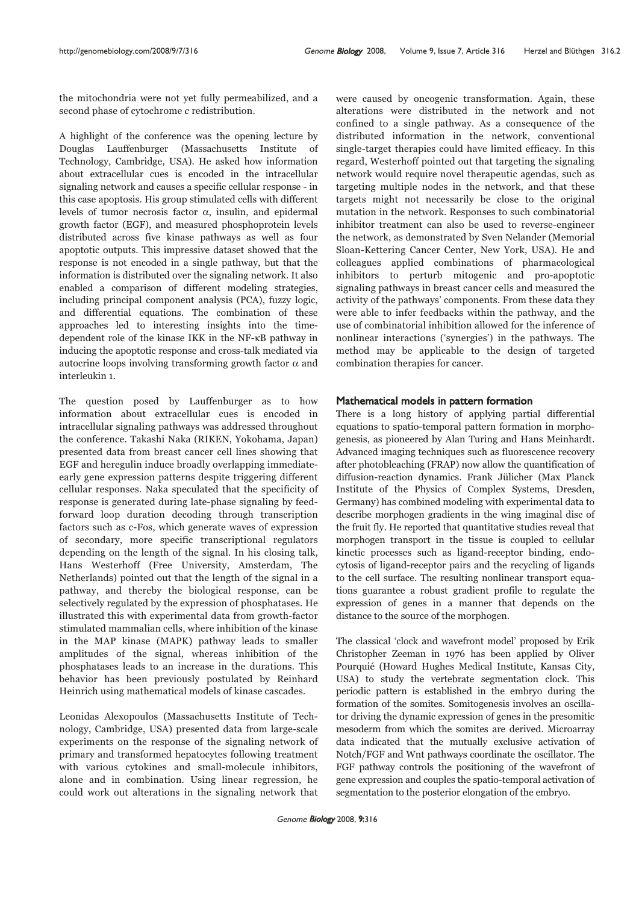the mitochondria were not yet fully permeabilized, and a second phase of cytochrome *c* redistribution.

A highlight of the conference was the opening lecture by Douglas Lauffenburger (Massachusetts Institute of Technology, Cambridge, USA). He asked how information about extracellular cues is encoded in the intracellular signaling network and causes a specific cellular response - in this case apoptosis. His group stimulated cells with different levels of tumor necrosis factor α, insulin, and epidermal growth factor (EGF), and measured phosphoprotein levels distributed across five kinase pathways as well as four apoptotic outputs. This impressive dataset showed that the response is not encoded in a single pathway, but that the information is distributed over the signaling network. It also enabled a comparison of different modeling strategies, including principal component analysis (PCA), fuzzy logic, and differential equations. The combination of these approaches led to interesting insights into the time-dependent role of the kinase IKK in the NF-κB pathway in inducing the apoptotic response and cross-talk mediated via autocrine loops involving transforming growth factor α and interleukin 1.

The question posed by Lauffenburger as to how information about extracellular cues is encoded in intracellular signaling pathways was addressed throughout the conference. Takashi Naka (RIKEN, Yokohama, Japan) presented data from breast cancer cell lines showing that EGF and heregulin induce broadly overlapping immediate-early gene expression patterns despite triggering different cellular responses. Naka speculated that the specificity of response is generated during late-phase signaling by feed-forward loop duration decoding through transcription factors such as c-Fos, which generate waves of expression of secondary, more specific transcriptional regulators depending on the length of the signal. In his closing talk, Hans Westerhoff (Free University, Amsterdam, The Netherlands) pointed out that the length of the signal in a pathway, and thereby the biological response, can be selectively regulated by the expression of phosphatases. He illustrated this with experimental data from growth-factor stimulated mammalian cells, where inhibition of the kinase in the MAP kinase (MAPK) pathway leads to smaller amplitudes of the signal, whereas inhibition of the phosphatases leads to an increase in the durations. This behavior has been previously postulated by Reinhard Heinrich using mathematical models of kinase cascades.

Leonidas Alexopoulos (Massachusetts Institute of Technology, Cambridge, USA) presented data from large-scale experiments on the response of the signaling network of primary and transformed hepatocytes following treatment with various cytokines and small-molecule inhibitors, alone and in combination. Using linear regression, he could work out alterations in the signaling network that were caused by oncogenic transformation. Again, these alterations were distributed in the network and not confined to a single pathway. As a consequence of the distributed information in the network, conventional single-target therapies could have limited efficacy. In this regard, Westerhoff pointed out that targeting the signaling network would require novel therapeutic agendas, such as targeting multiple nodes in the network, and that these targets might not necessarily be close to the original mutation in the network. Responses to such combinatorial inhibitor treatment can also be used to reverse-engineer the network, as demonstrated by Sven Nelander (Memorial Sloan-Kettering Cancer Center, New York, USA). He and colleagues applied combinations of pharmacological inhibitors to perturb mitogenic and pro-apoptotic signaling pathways in breast cancer cells and measured the activity of the pathways' components. From these data they were able to infer feedbacks within the pathway, and the use of combinatorial inhibition allowed for the inference of nonlinear interactions ('synergies') in the pathways. The method may be applicable to the design of targeted combination therapies for cancer.

## Mathematical models in pattern formation

There is a long history of applying partial differential equations to spatio-temporal pattern formation in morphogenesis, as pioneered by Alan Turing and Hans Meinhardt. Advanced imaging techniques such as fluorescence recovery after photobleaching (FRAP) now allow the quantification of diffusion-reaction dynamics. Frank Jülicher (Max Planck Institute of the Physics of Complex Systems, Dresden, Germany) has combined modeling with experimental data to describe morphogen gradients in the wing imaginal disc of the fruit fly. He reported that quantitative studies reveal that morphogen transport in the tissue is coupled to cellular kinetic processes such as ligand-receptor binding, endocytosis of ligand-receptor pairs and the recycling of ligands to the cell surface. The resulting nonlinear transport equations guarantee a robust gradient profile to regulate the expression of genes in a manner that depends on the distance to the source of the morphogen.

The classical 'clock and wavefront model' proposed by Erik Christopher Zeeman in 1976 has been applied by Oliver Pourquié (Howard Hughes Medical Institute, Kansas City, USA) to study the vertebrate segmentation clock. This periodic pattern is established in the embryo during the formation of the somites. Somitogenesis involves an oscillator driving the dynamic expression of genes in the presomitic mesoderm from which the somites are derived. Microarray data indicated that the mutually exclusive activation of Notch/FGF and Wnt pathways coordinate the oscillator. The FGF pathway controls the positioning of the wavefront of gene expression and couples the spatio-temporal activation of segmentation to the posterior elongation of the embryo.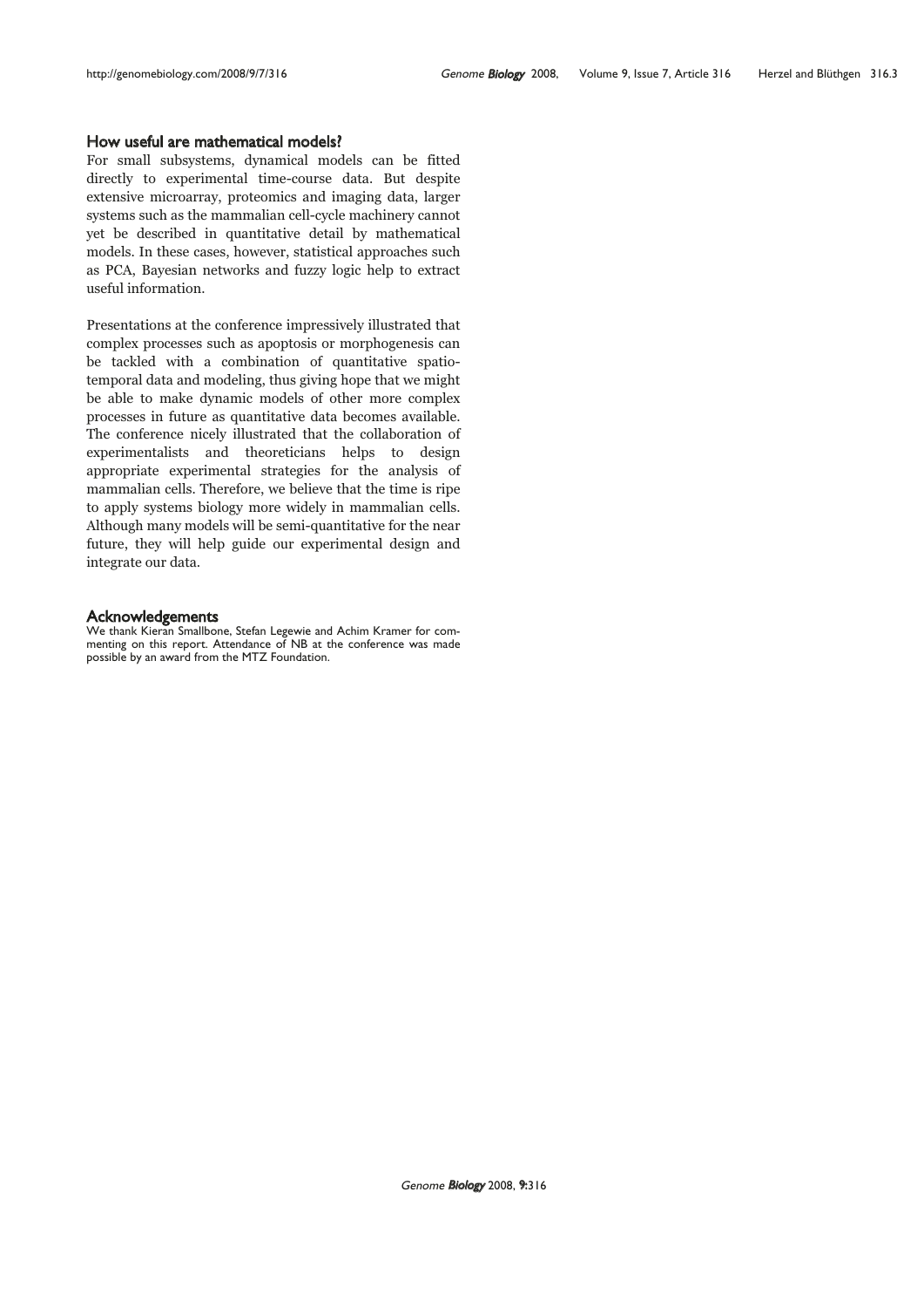## How useful are mathematical models?

For small subsystems, dynamical models can be fitted directly to experimental time-course data. But despite extensive microarray, proteomics and imaging data, larger systems such as the mammalian cell-cycle machinery cannot yet be described in quantitative detail by mathematical models. In these cases, however, statistical approaches such as PCA, Bayesian networks and fuzzy logic help to extract useful information.

Presentations at the conference impressively illustrated that complex processes such as apoptosis or morphogenesis can be tackled with a combination of quantitative spatio-temporal data and modeling, thus giving hope that we might be able to make dynamic models of other more complex processes in future as quantitative data becomes available. The conference nicely illustrated that the collaboration of experimentalists and theoreticians helps to design appropriate experimental strategies for the analysis of mammalian cells. Therefore, we believe that the time is ripe to apply systems biology more widely in mammalian cells. Although many models will be semi-quantitative for the near future, they will help guide our experimental design and integrate our data.

## Acknowledgements

We thank Kieran Smallbone, Stefan Legewie and Achim Kramer for commenting on this report. Attendance of NB at the conference was made possible by an award from the MTZ Foundation.